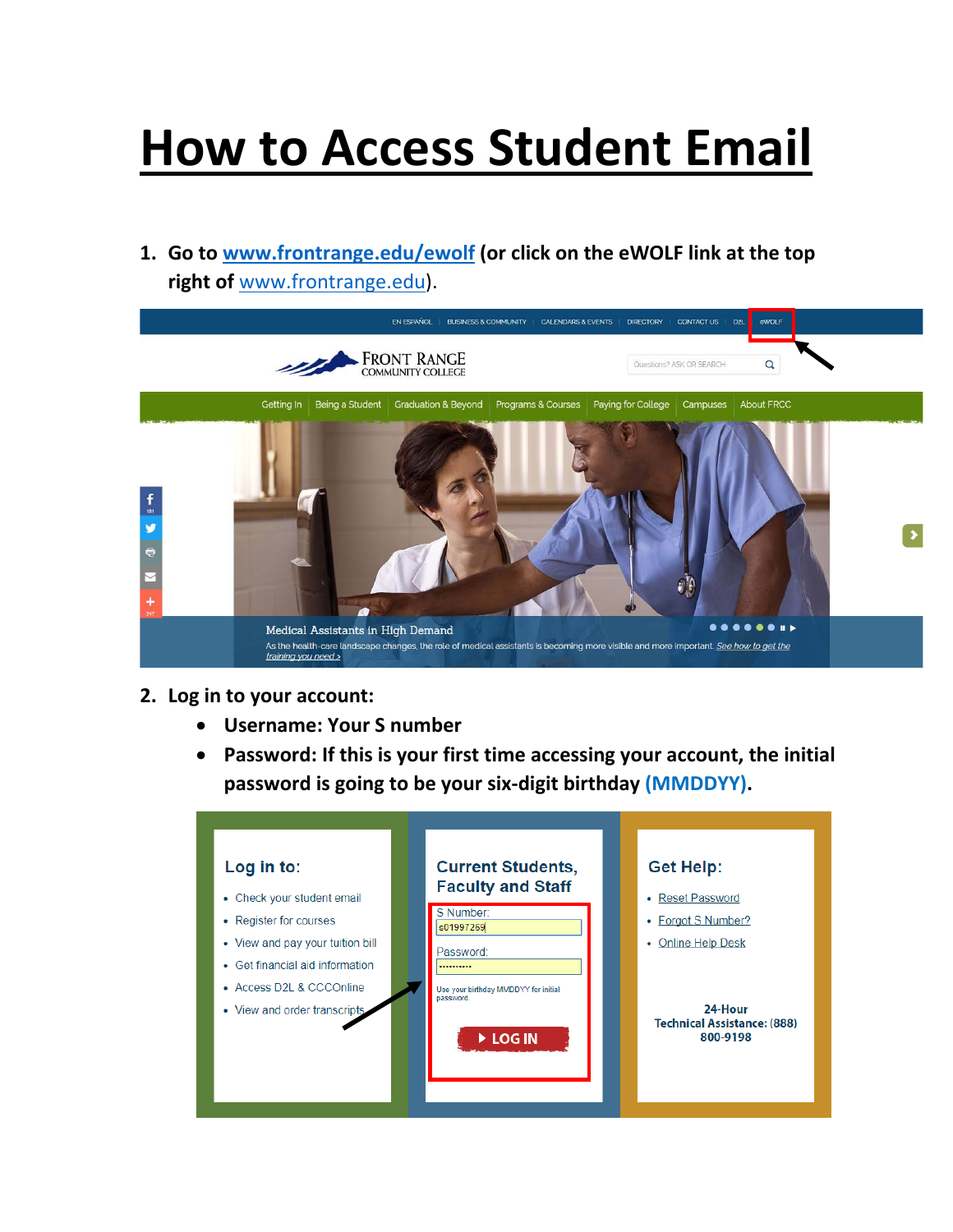# How to Access Student Email

1. **Go to [www.frontrange.edu/ewolf](http://www.frontrange.edu/ewolf) (or click on the eWOLF link at the top right of [www.frontrange.edu](http://www.frontrange.edu)).**

2. **Log in to your account:**
   - **Username: Your S number**
   - **Password: If this is your first time accessing your account, the initial password is going to be your six-digit birthday (MMDDYY).**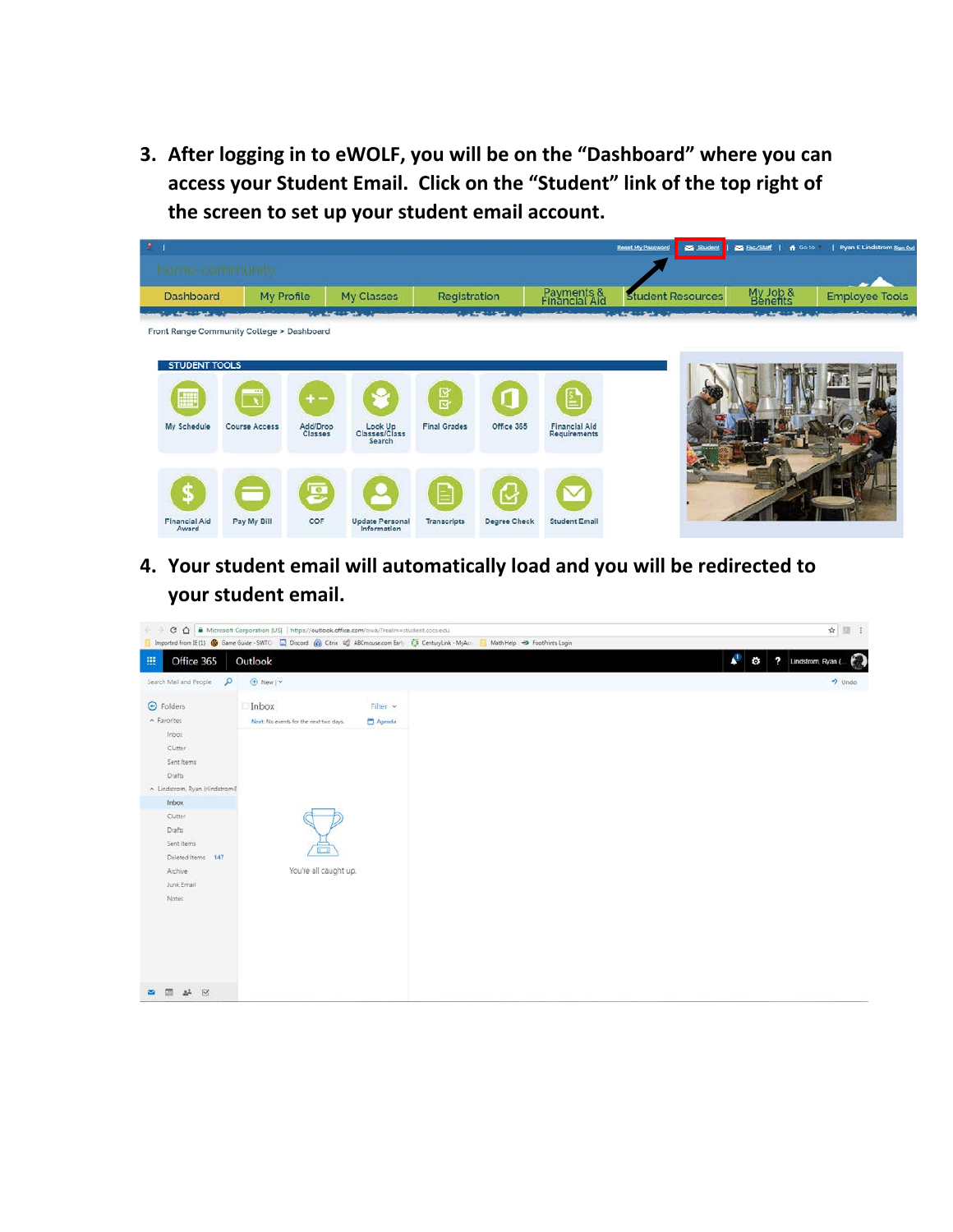3. After logging in to eWOLF, you will be on the "Dashboard" where you can access your Student Email. Click on the "Student" link of the top right of the screen to set up your student email account.

4. Your student email will automatically load and you will be redirected to your student email.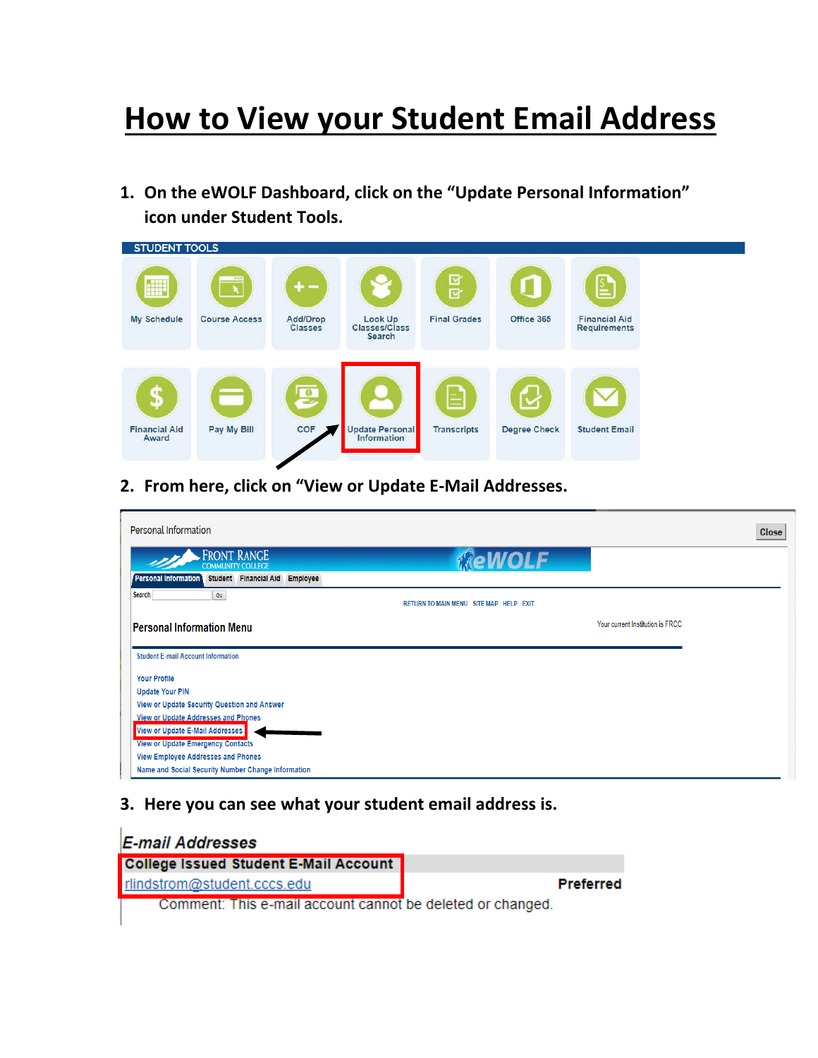# How to View your Student Email Address

1. **On the eWOLF Dashboard, click on the "Update Personal Information" icon under Student Tools.**

STUDENT TOOLS

My Schedule | Course Access | Add/Drop Classes | Look Up Classes/Class Search | Final Grades | Office 365 | Financial Aid Requirements

Financial Aid Award | Pay My Bill | COF | Update Personal Information | Transcripts | Degree Check | Student Email

2. **From here, click on "View or Update E-Mail Addresses.**

Personal Information — Close

FRONT RANGE COMMUNITY COLLEGE — eWOLF

Personal Information | Student | Financial Aid | Employee

Search [ ] Go

RETURN TO MAIN MENU   SITE MAP   HELP   EXIT

**Personal Information Menu**

Your current Institution is FRCC

- Student E-mail Account Information
- Your Profile
- Update Your PIN
- View or Update Security Question and Answer
- View or Update Addresses and Phones
- View or Update E-Mail Addresses
- View or Update Emergency Contacts
- View Employee Addresses and Phones
- Name and Social Security Number Change Information

3. **Here you can see what your student email address is.**

*E-mail Addresses*

**College Issued Student E-Mail Account**

rlindstrom@student.cccs.edu   **Preferred**

Comment: This e-mail account cannot be deleted or changed.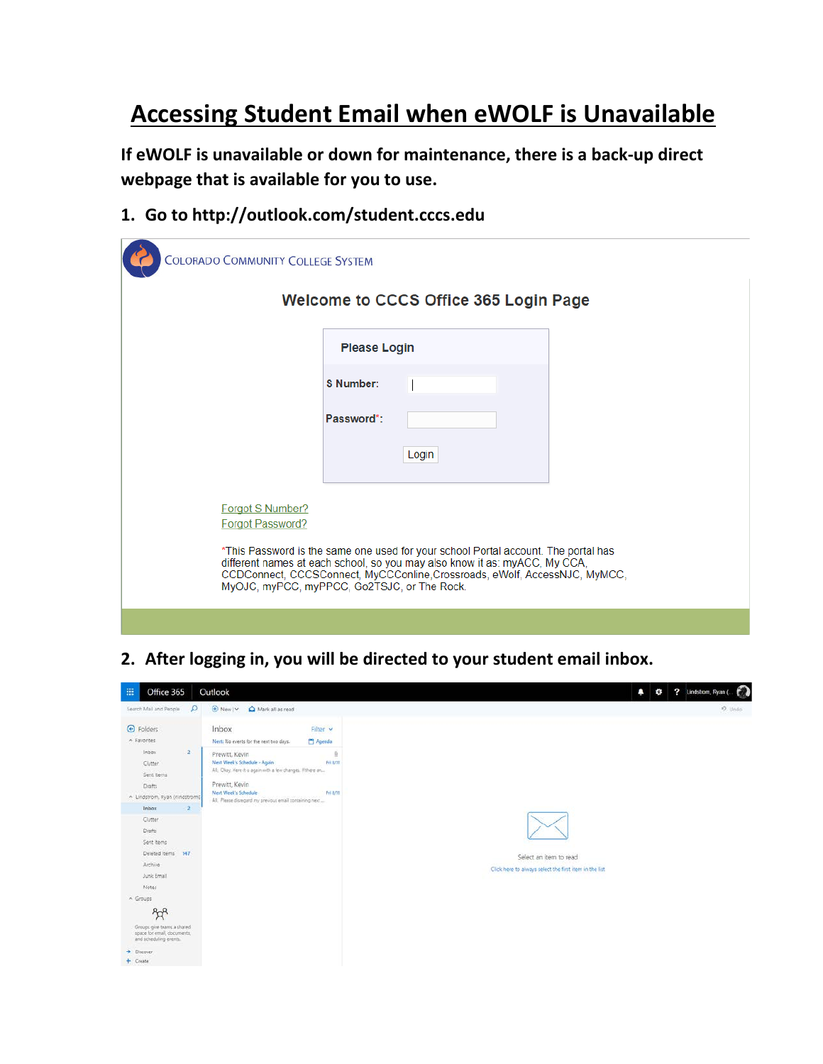# Accessing Student Email when eWOLF is Unavailable

**If eWOLF is unavailable or down for maintenance, there is a back-up direct webpage that is available for you to use.**

1. **Go to http://outlook.com/student.cccs.edu**

2. **After logging in, you will be directed to your student email inbox.**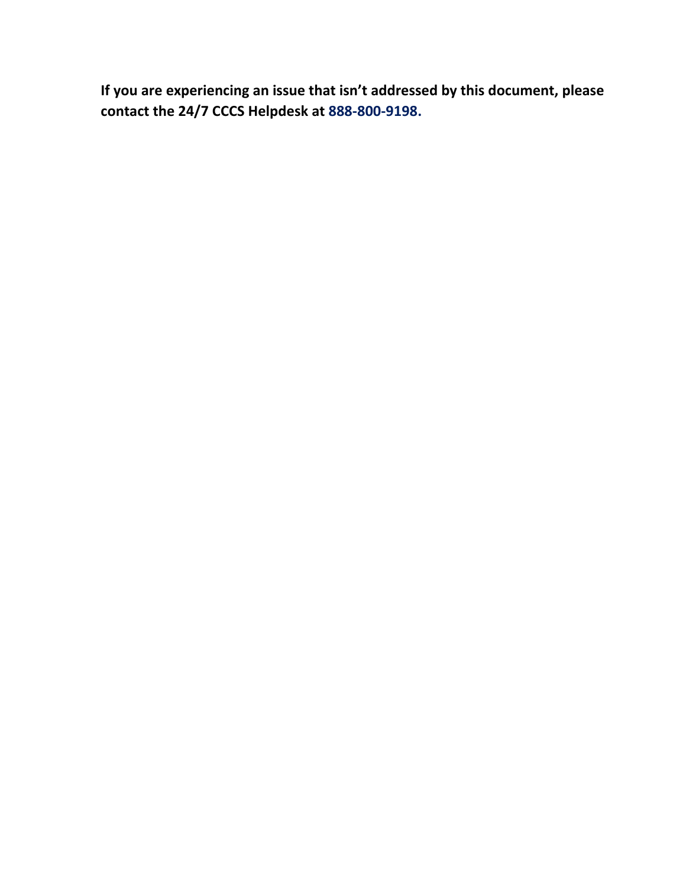**If you are experiencing an issue that isn't addressed by this document, please contact the 24/7 CCCS Helpdesk at 888-800-9198.**